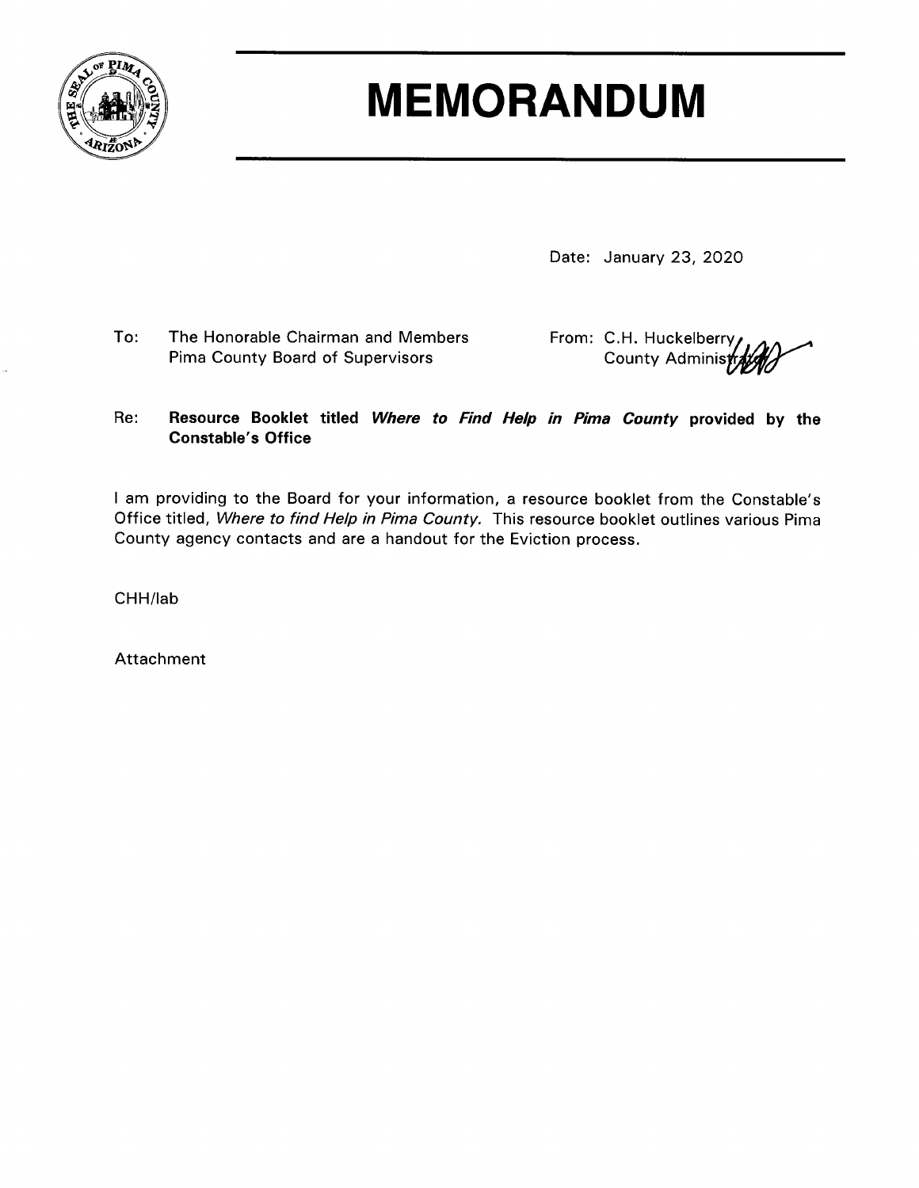# MEMORANDUM

Date: January 23, 2020

To: The Honorable Chairman and Members
Pima County Board of Supervisors

From: C.H. Huckelberry
County Administrator

Re: **Resource Booklet titled *Where to Find Help in Pima County* provided by the Constable's Office**

I am providing to the Board for your information, a resource booklet from the Constable's Office titled, *Where to find Help in Pima County.* This resource booklet outlines various Pima County agency contacts and are a handout for the Eviction process.

CHH/lab

Attachment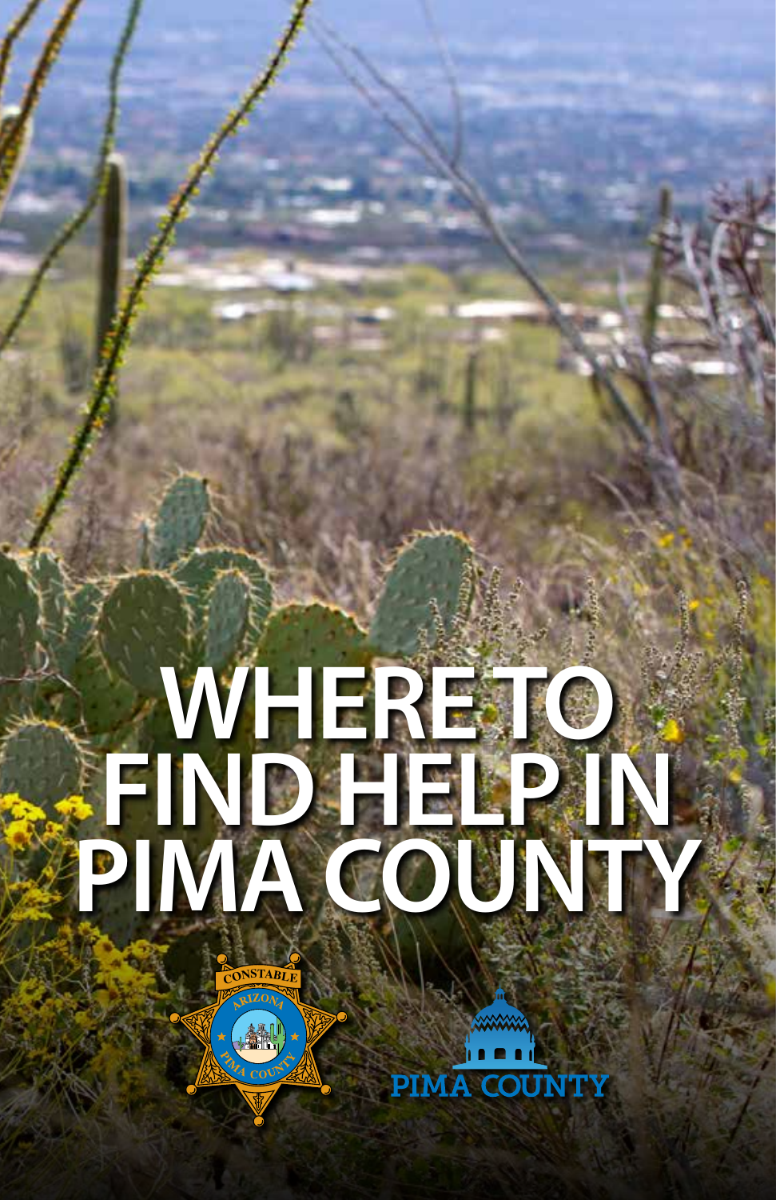# WHERE TO FIND HELP IN PIMA COUNTY

CONSTABLE ARIZONA PIMA COUNTY

PIMA COUNTY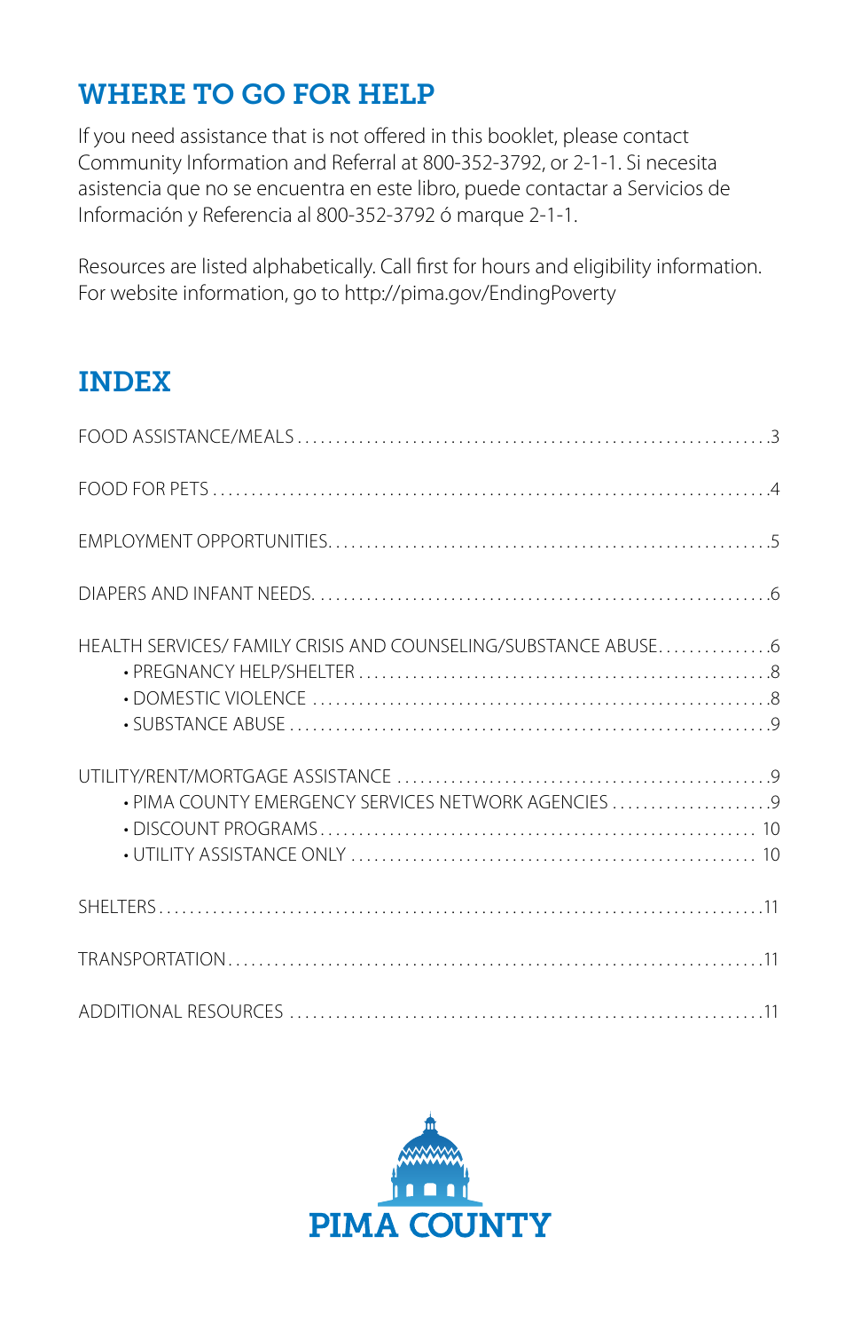## WHERE TO GO FOR HELP

If you need assistance that is not offered in this booklet, please contact Community Information and Referral at 800-352-3792, or 2-1-1. Si necesita asistencia que no se encuentra en este libro, puede contactar a Servicios de Información y Referencia al 800-352-3792 ó marque 2-1-1.

Resources are listed alphabetically. Call first for hours and eligibility information. For website information, go to http://pima.gov/EndingPoverty

## INDEX

FOOD ASSISTANCE/MEALS .......... 3

FOOD FOR PETS .......... 4

EMPLOYMENT OPPORTUNITIES .......... 5

DIAPERS AND INFANT NEEDS .......... 6

HEALTH SERVICES/ FAMILY CRISIS AND COUNSELING/SUBSTANCE ABUSE .......... 6
- PREGNANCY HELP/SHELTER .......... 8
- DOMESTIC VIOLENCE .......... 8
- SUBSTANCE ABUSE .......... 9

UTILITY/RENT/MORTGAGE ASSISTANCE .......... 9
- PIMA COUNTY EMERGENCY SERVICES NETWORK AGENCIES .......... 9
- DISCOUNT PROGRAMS .......... 10
- UTILITY ASSISTANCE ONLY .......... 10

SHELTERS .......... 11

TRANSPORTATION .......... 11

ADDITIONAL RESOURCES .......... 11

PIMA COUNTY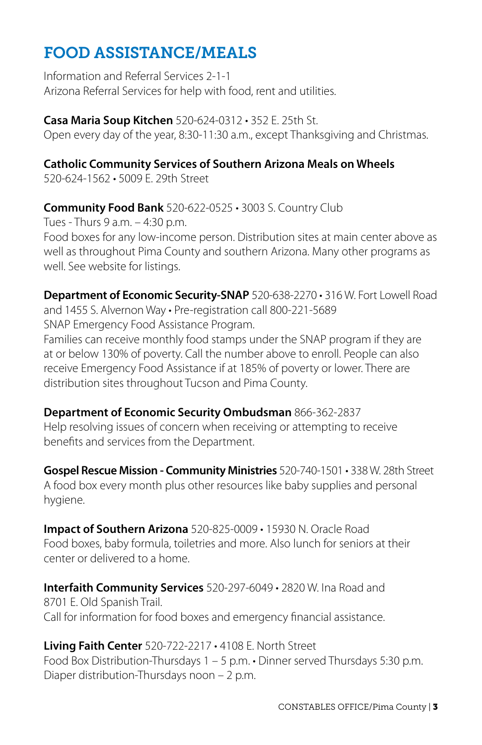# FOOD ASSISTANCE/MEALS

Information and Referral Services 2-1-1
Arizona Referral Services for help with food, rent and utilities.

**Casa Maria Soup Kitchen** 520-624-0312 • 352 E. 25th St.
Open every day of the year, 8:30-11:30 a.m., except Thanksgiving and Christmas.

**Catholic Community Services of Southern Arizona Meals on Wheels**
520-624-1562 • 5009 E. 29th Street

**Community Food Bank** 520-622-0525 • 3003 S. Country Club
Tues - Thurs 9 a.m. – 4:30 p.m.
Food boxes for any low-income person. Distribution sites at main center above as well as throughout Pima County and southern Arizona. Many other programs as well. See website for listings.

**Department of Economic Security-SNAP** 520-638-2270 • 316 W. Fort Lowell Road and 1455 S. Alvernon Way • Pre-registration call 800-221-5689
SNAP Emergency Food Assistance Program.
Families can receive monthly food stamps under the SNAP program if they are at or below 130% of poverty. Call the number above to enroll. People can also receive Emergency Food Assistance if at 185% of poverty or lower. There are distribution sites throughout Tucson and Pima County.

**Department of Economic Security Ombudsman** 866-362-2837
Help resolving issues of concern when receiving or attempting to receive benefits and services from the Department.

**Gospel Rescue Mission - Community Ministries** 520-740-1501 • 338 W. 28th Street
A food box every month plus other resources like baby supplies and personal hygiene.

**Impact of Southern Arizona** 520-825-0009 • 15930 N. Oracle Road
Food boxes, baby formula, toiletries and more. Also lunch for seniors at their center or delivered to a home.

**Interfaith Community Services** 520-297-6049 • 2820 W. Ina Road and 8701 E. Old Spanish Trail.
Call for information for food boxes and emergency financial assistance.

**Living Faith Center** 520-722-2217 • 4108 E. North Street
Food Box Distribution-Thursdays 1 – 5 p.m. • Dinner served Thursdays 5:30 p.m.
Diaper distribution-Thursdays noon – 2 p.m.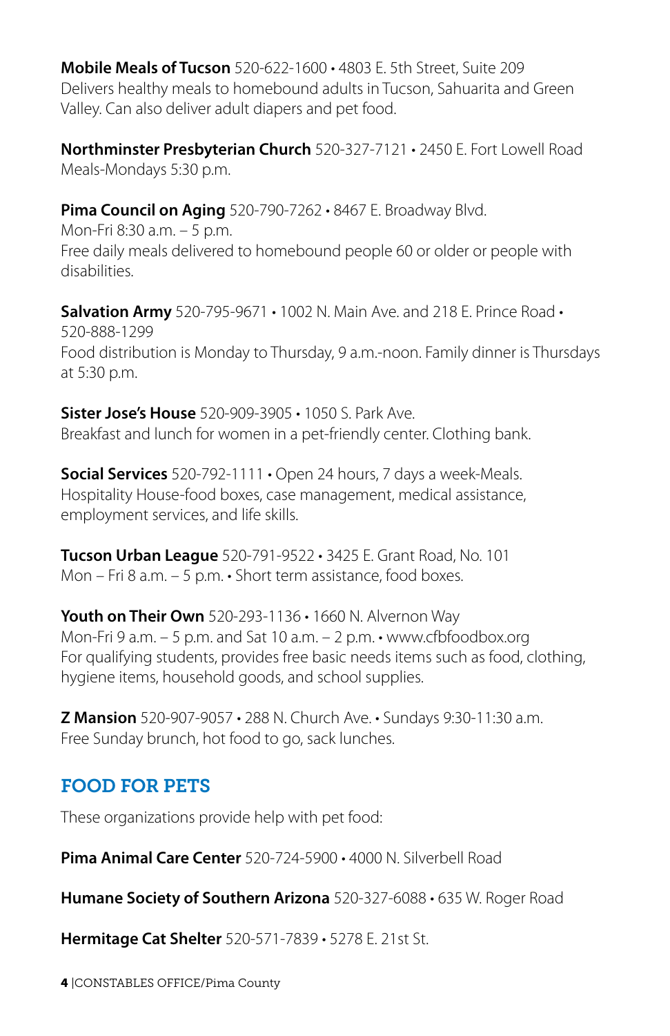**Mobile Meals of Tucson** 520-622-1600 • 4803 E. 5th Street, Suite 209
Delivers healthy meals to homebound adults in Tucson, Sahuarita and Green Valley. Can also deliver adult diapers and pet food.

**Northminster Presbyterian Church** 520-327-7121 • 2450 E. Fort Lowell Road
Meals-Mondays 5:30 p.m.

**Pima Council on Aging** 520-790-7262 • 8467 E. Broadway Blvd.
Mon-Fri 8:30 a.m. – 5 p.m.
Free daily meals delivered to homebound people 60 or older or people with disabilities.

**Salvation Army** 520-795-9671 • 1002 N. Main Ave. and 218 E. Prince Road • 520-888-1299
Food distribution is Monday to Thursday, 9 a.m.-noon. Family dinner is Thursdays at 5:30 p.m.

**Sister Jose's House** 520-909-3905 • 1050 S. Park Ave.
Breakfast and lunch for women in a pet-friendly center. Clothing bank.

**Social Services** 520-792-1111 • Open 24 hours, 7 days a week-Meals.
Hospitality House-food boxes, case management, medical assistance, employment services, and life skills.

**Tucson Urban League** 520-791-9522 • 3425 E. Grant Road, No. 101
Mon – Fri 8 a.m. – 5 p.m. • Short term assistance, food boxes.

**Youth on Their Own** 520-293-1136 • 1660 N. Alvernon Way
Mon-Fri 9 a.m. – 5 p.m. and Sat 10 a.m. – 2 p.m. • www.cfbfoodbox.org
For qualifying students, provides free basic needs items such as food, clothing, hygiene items, household goods, and school supplies.

**Z Mansion** 520-907-9057 • 288 N. Church Ave. • Sundays 9:30-11:30 a.m.
Free Sunday brunch, hot food to go, sack lunches.

## FOOD FOR PETS

These organizations provide help with pet food:

**Pima Animal Care Center** 520-724-5900 • 4000 N. Silverbell Road

**Humane Society of Southern Arizona** 520-327-6088 • 635 W. Roger Road

**Hermitage Cat Shelter** 520-571-7839 • 5278 E. 21st St.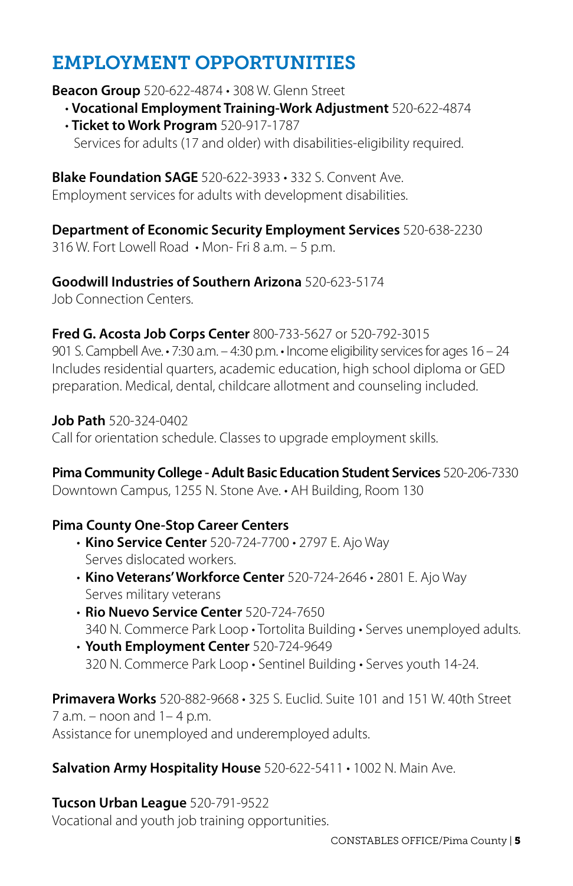# EMPLOYMENT OPPORTUNITIES

**Beacon Group** 520-622-4874 • 308 W. Glenn Street

- **Vocational Employment Training-Work Adjustment** 520-622-4874
- **Ticket to Work Program** 520-917-1787

  Services for adults (17 and older) with disabilities-eligibility required.

**Blake Foundation SAGE** 520-622-3933 • 332 S. Convent Ave.
Employment services for adults with development disabilities.

**Department of Economic Security Employment Services** 520-638-2230
316 W. Fort Lowell Road • Mon- Fri 8 a.m. – 5 p.m.

**Goodwill Industries of Southern Arizona** 520-623-5174
Job Connection Centers.

**Fred G. Acosta Job Corps Center** 800-733-5627 or 520-792-3015
901 S. Campbell Ave. • 7:30 a.m. – 4:30 p.m. • Income eligibility services for ages 16 – 24
Includes residential quarters, academic education, high school diploma or GED preparation. Medical, dental, childcare allotment and counseling included.

**Job Path** 520-324-0402
Call for orientation schedule. Classes to upgrade employment skills.

**Pima Community College - Adult Basic Education Student Services** 520-206-7330
Downtown Campus, 1255 N. Stone Ave. • AH Building, Room 130

**Pima County One-Stop Career Centers**

- **Kino Service Center** 520-724-7700 • 2797 E. Ajo Way
  Serves dislocated workers.
- **Kino Veterans' Workforce Center** 520-724-2646 • 2801 E. Ajo Way
  Serves military veterans
- **Rio Nuevo Service Center** 520-724-7650
  340 N. Commerce Park Loop • Tortolita Building • Serves unemployed adults.
- **Youth Employment Center** 520-724-9649
  320 N. Commerce Park Loop • Sentinel Building • Serves youth 14-24.

**Primavera Works** 520-882-9668 • 325 S. Euclid. Suite 101 and 151 W. 40th Street
7 a.m. – noon and 1– 4 p.m.
Assistance for unemployed and underemployed adults.

**Salvation Army Hospitality House** 520-622-5411 • 1002 N. Main Ave.

**Tucson Urban League** 520-791-9522
Vocational and youth job training opportunities.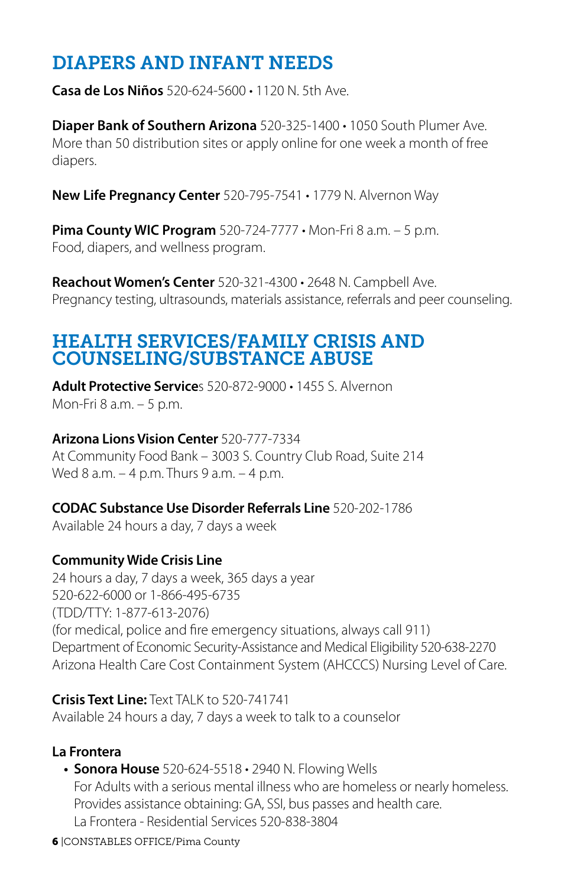## DIAPERS AND INFANT NEEDS

**Casa de Los Niños** 520-624-5600 • 1120 N. 5th Ave.

**Diaper Bank of Southern Arizona** 520-325-1400 • 1050 South Plumer Ave.
More than 50 distribution sites or apply online for one week a month of free diapers.

**New Life Pregnancy Center** 520-795-7541 • 1779 N. Alvernon Way

**Pima County WIC Program** 520-724-7777 • Mon-Fri 8 a.m. – 5 p.m.
Food, diapers, and wellness program.

**Reachout Women's Center** 520-321-4300 • 2648 N. Campbell Ave.
Pregnancy testing, ultrasounds, materials assistance, referrals and peer counseling.

## HEALTH SERVICES/FAMILY CRISIS AND COUNSELING/SUBSTANCE ABUSE

**Adult Protective Service**s 520-872-9000 • 1455 S. Alvernon
Mon-Fri 8 a.m. – 5 p.m.

**Arizona Lions Vision Center** 520-777-7334
At Community Food Bank – 3003 S. Country Club Road, Suite 214
Wed 8 a.m. – 4 p.m. Thurs 9 a.m. – 4 p.m.

**CODAC Substance Use Disorder Referrals Line** 520-202-1786
Available 24 hours a day, 7 days a week

**Community Wide Crisis Line**
24 hours a day, 7 days a week, 365 days a year
520-622-6000 or 1-866-495-6735
(TDD/TTY: 1-877-613-2076)
(for medical, police and fire emergency situations, always call 911)
Department of Economic Security-Assistance and Medical Eligibility 520-638-2270
Arizona Health Care Cost Containment System (AHCCCS) Nursing Level of Care.

**Crisis Text Line:** Text TALK to 520-741741
Available 24 hours a day, 7 days a week to talk to a counselor

**La Frontera**

- **Sonora House** 520-624-5518 • 2940 N. Flowing Wells
  For Adults with a serious mental illness who are homeless or nearly homeless.
  Provides assistance obtaining: GA, SSI, bus passes and health care.
  La Frontera - Residential Services 520-838-3804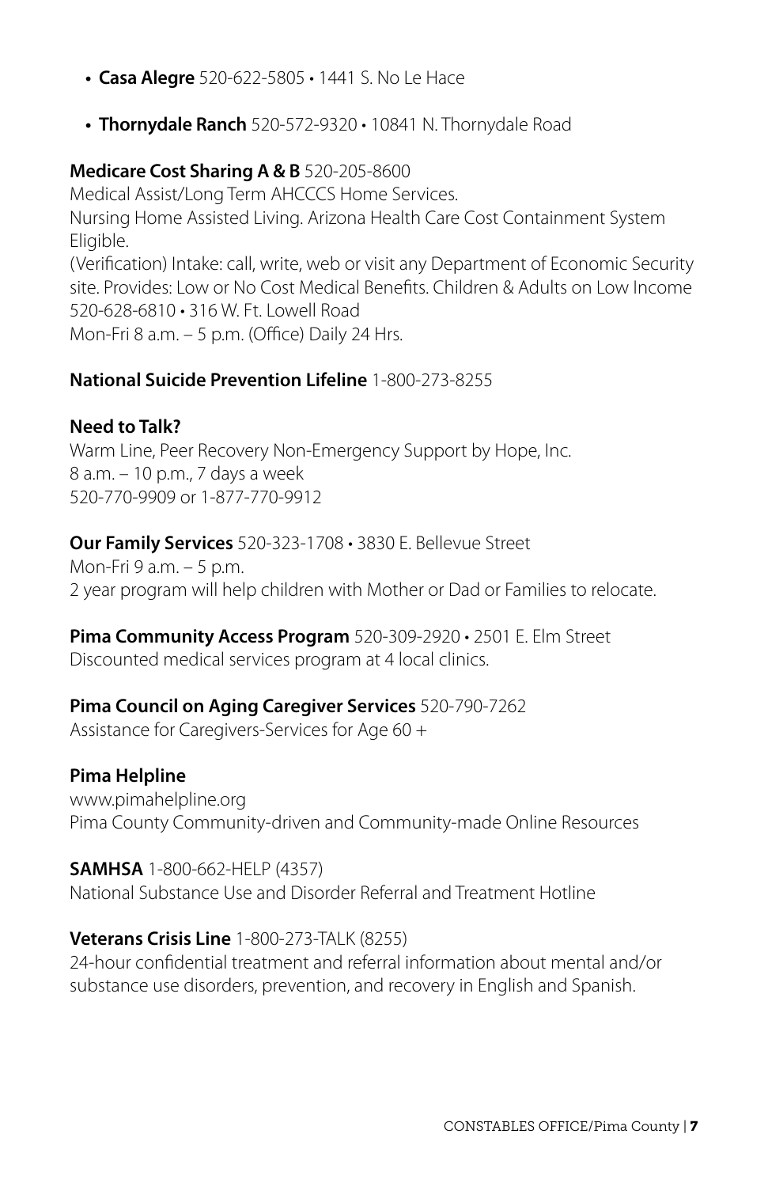- **Casa Alegre** 520-622-5805 • 1441 S. No Le Hace
- **Thornydale Ranch** 520-572-9320 • 10841 N. Thornydale Road

**Medicare Cost Sharing A & B** 520-205-8600
Medical Assist/Long Term AHCCCS Home Services.
Nursing Home Assisted Living. Arizona Health Care Cost Containment System Eligible.
(Verification) Intake: call, write, web or visit any Department of Economic Security site. Provides: Low or No Cost Medical Benefits. Children & Adults on Low Income
520-628-6810 • 316 W. Ft. Lowell Road
Mon-Fri 8 a.m. – 5 p.m. (Office) Daily 24 Hrs.

**National Suicide Prevention Lifeline** 1-800-273-8255

**Need to Talk?**
Warm Line, Peer Recovery Non-Emergency Support by Hope, Inc.
8 a.m. – 10 p.m., 7 days a week
520-770-9909 or 1-877-770-9912

**Our Family Services** 520-323-1708 • 3830 E. Bellevue Street
Mon-Fri 9 a.m. – 5 p.m.
2 year program will help children with Mother or Dad or Families to relocate.

**Pima Community Access Program** 520-309-2920 • 2501 E. Elm Street
Discounted medical services program at 4 local clinics.

**Pima Council on Aging Caregiver Services** 520-790-7262
Assistance for Caregivers-Services for Age 60 +

**Pima Helpline**
www.pimahelpline.org
Pima County Community-driven and Community-made Online Resources

**SAMHSA** 1-800-662-HELP (4357)
National Substance Use and Disorder Referral and Treatment Hotline

**Veterans Crisis Line** 1-800-273-TALK (8255)
24-hour confidential treatment and referral information about mental and/or substance use disorders, prevention, and recovery in English and Spanish.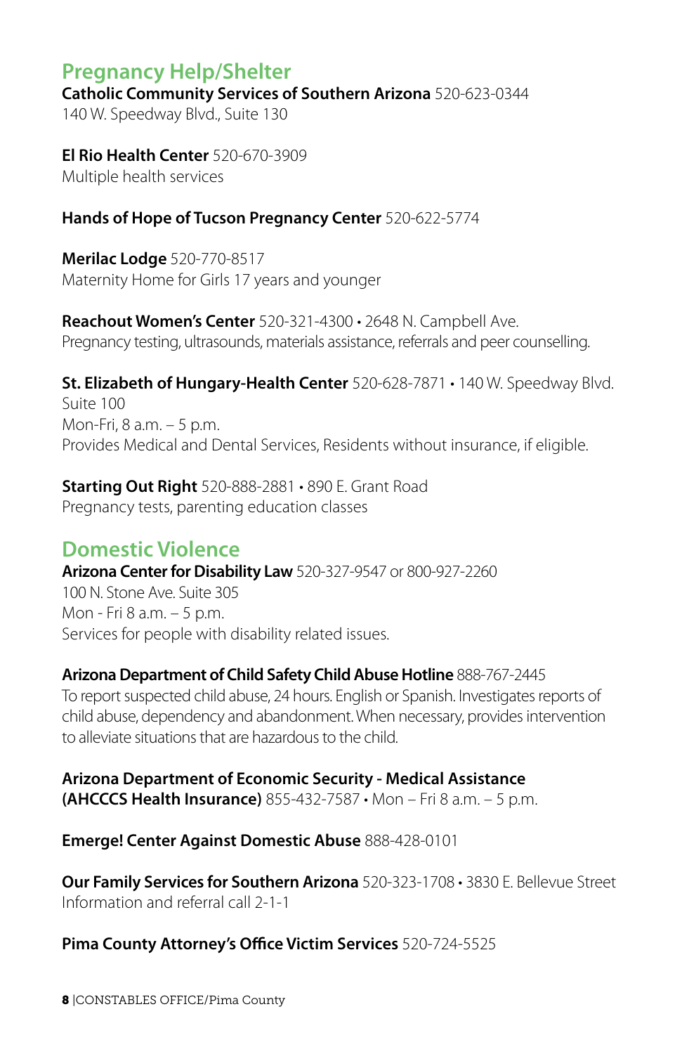## Pregnancy Help/Shelter

**Catholic Community Services of Southern Arizona** 520-623-0344
140 W. Speedway Blvd., Suite 130

**El Rio Health Center** 520-670-3909
Multiple health services

**Hands of Hope of Tucson Pregnancy Center** 520-622-5774

**Merilac Lodge** 520-770-8517
Maternity Home for Girls 17 years and younger

**Reachout Women's Center** 520-321-4300 • 2648 N. Campbell Ave.
Pregnancy testing, ultrasounds, materials assistance, referrals and peer counselling.

**St. Elizabeth of Hungary-Health Center** 520-628-7871 • 140 W. Speedway Blvd.
Suite 100
Mon-Fri, 8 a.m. – 5 p.m.
Provides Medical and Dental Services, Residents without insurance, if eligible.

**Starting Out Right** 520-888-2881 • 890 E. Grant Road
Pregnancy tests, parenting education classes

## Domestic Violence

**Arizona Center for Disability Law** 520-327-9547 or 800-927-2260
100 N. Stone Ave. Suite 305
Mon - Fri 8 a.m. – 5 p.m.
Services for people with disability related issues.

**Arizona Department of Child Safety Child Abuse Hotline** 888-767-2445
To report suspected child abuse, 24 hours. English or Spanish. Investigates reports of child abuse, dependency and abandonment. When necessary, provides intervention to alleviate situations that are hazardous to the child.

**Arizona Department of Economic Security - Medical Assistance (AHCCCS Health Insurance)** 855-432-7587 • Mon – Fri 8 a.m. – 5 p.m.

**Emerge! Center Against Domestic Abuse** 888-428-0101

**Our Family Services for Southern Arizona** 520-323-1708 • 3830 E. Bellevue Street
Information and referral call 2-1-1

**Pima County Attorney's Office Victim Services** 520-724-5525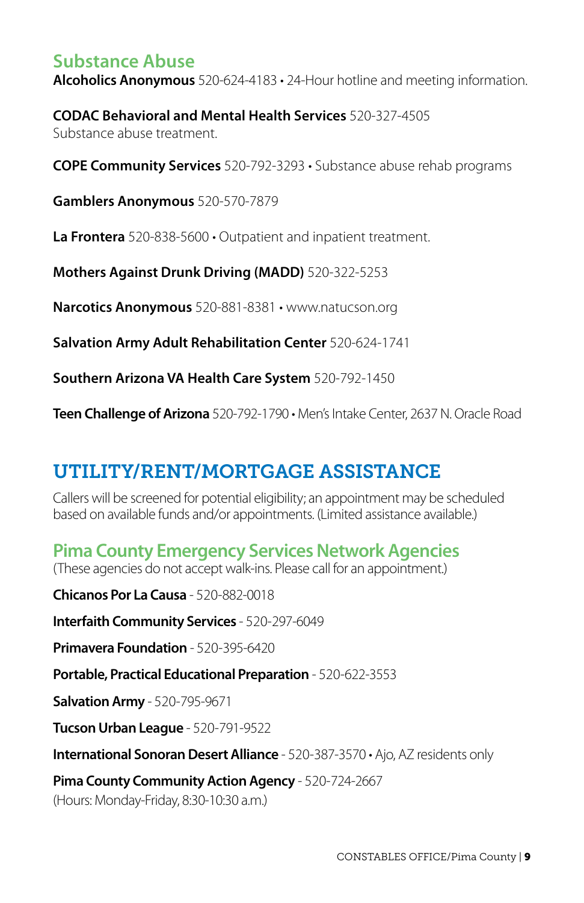### Substance Abuse

**Alcoholics Anonymous** 520-624-4183 • 24-Hour hotline and meeting information.

**CODAC Behavioral and Mental Health Services** 520-327-4505
Substance abuse treatment.

**COPE Community Services** 520-792-3293 • Substance abuse rehab programs

**Gamblers Anonymous** 520-570-7879

**La Frontera** 520-838-5600 • Outpatient and inpatient treatment.

**Mothers Against Drunk Driving (MADD)** 520-322-5253

**Narcotics Anonymous** 520-881-8381 • www.natucson.org

**Salvation Army Adult Rehabilitation Center** 520-624-1741

**Southern Arizona VA Health Care System** 520-792-1450

**Teen Challenge of Arizona** 520-792-1790 • Men's Intake Center, 2637 N. Oracle Road

## UTILITY/RENT/MORTGAGE ASSISTANCE

Callers will be screened for potential eligibility; an appointment may be scheduled based on available funds and/or appointments. (Limited assistance available.)

### Pima County Emergency Services Network Agencies

(These agencies do not accept walk-ins. Please call for an appointment.)

**Chicanos Por La Causa** - 520-882-0018

**Interfaith Community Services** - 520-297-6049

**Primavera Foundation** - 520-395-6420

**Portable, Practical Educational Preparation** - 520-622-3553

**Salvation Army** - 520-795-9671

**Tucson Urban League** - 520-791-9522

**International Sonoran Desert Alliance** - 520-387-3570 • Ajo, AZ residents only

**Pima County Community Action Agency** - 520-724-2667
(Hours: Monday-Friday, 8:30-10:30 a.m.)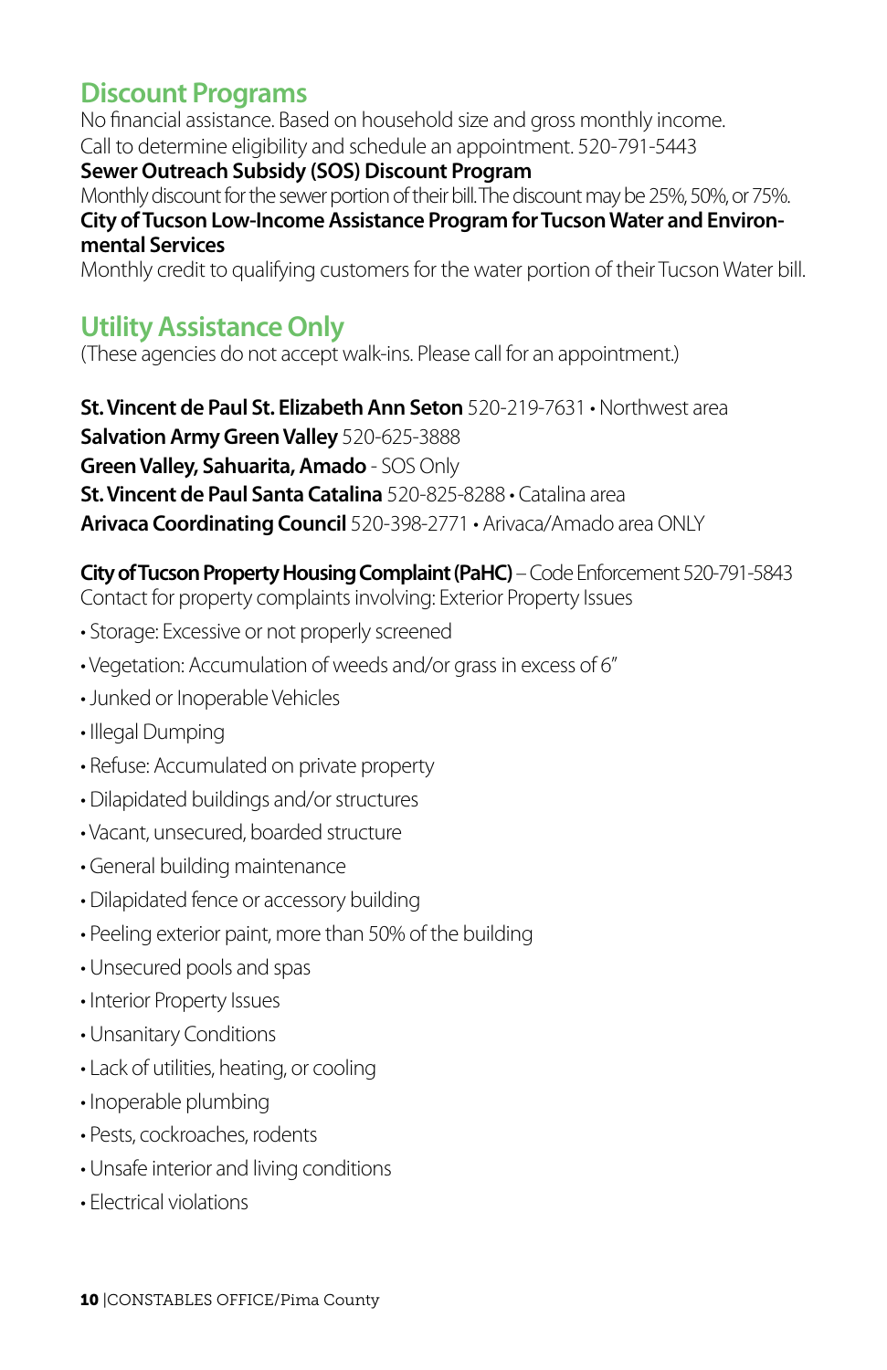## Discount Programs

No financial assistance. Based on household size and gross monthly income.
Call to determine eligibility and schedule an appointment. 520-791-5443

**Sewer Outreach Subsidy (SOS) Discount Program**
Monthly discount for the sewer portion of their bill. The discount may be 25%, 50%, or 75%.

**City of Tucson Low-Income Assistance Program for Tucson Water and Environmental Services**
Monthly credit to qualifying customers for the water portion of their Tucson Water bill.

## Utility Assistance Only

(These agencies do not accept walk-ins. Please call for an appointment.)

**St. Vincent de Paul St. Elizabeth Ann Seton** 520-219-7631 • Northwest area
**Salvation Army Green Valley** 520-625-3888
**Green Valley, Sahuarita, Amado** - SOS Only
**St. Vincent de Paul Santa Catalina** 520-825-8288 • Catalina area
**Arivaca Coordinating Council** 520-398-2771 • Arivaca/Amado area ONLY

**City of Tucson Property Housing Complaint (PaHC)** – Code Enforcement 520-791-5843
Contact for property complaints involving: Exterior Property Issues

- Storage: Excessive or not properly screened
- Vegetation: Accumulation of weeds and/or grass in excess of 6"
- Junked or Inoperable Vehicles
- Illegal Dumping
- Refuse: Accumulated on private property
- Dilapidated buildings and/or structures
- Vacant, unsecured, boarded structure
- General building maintenance
- Dilapidated fence or accessory building
- Peeling exterior paint, more than 50% of the building
- Unsecured pools and spas
- Interior Property Issues
- Unsanitary Conditions
- Lack of utilities, heating, or cooling
- Inoperable plumbing
- Pests, cockroaches, rodents
- Unsafe interior and living conditions
- Electrical violations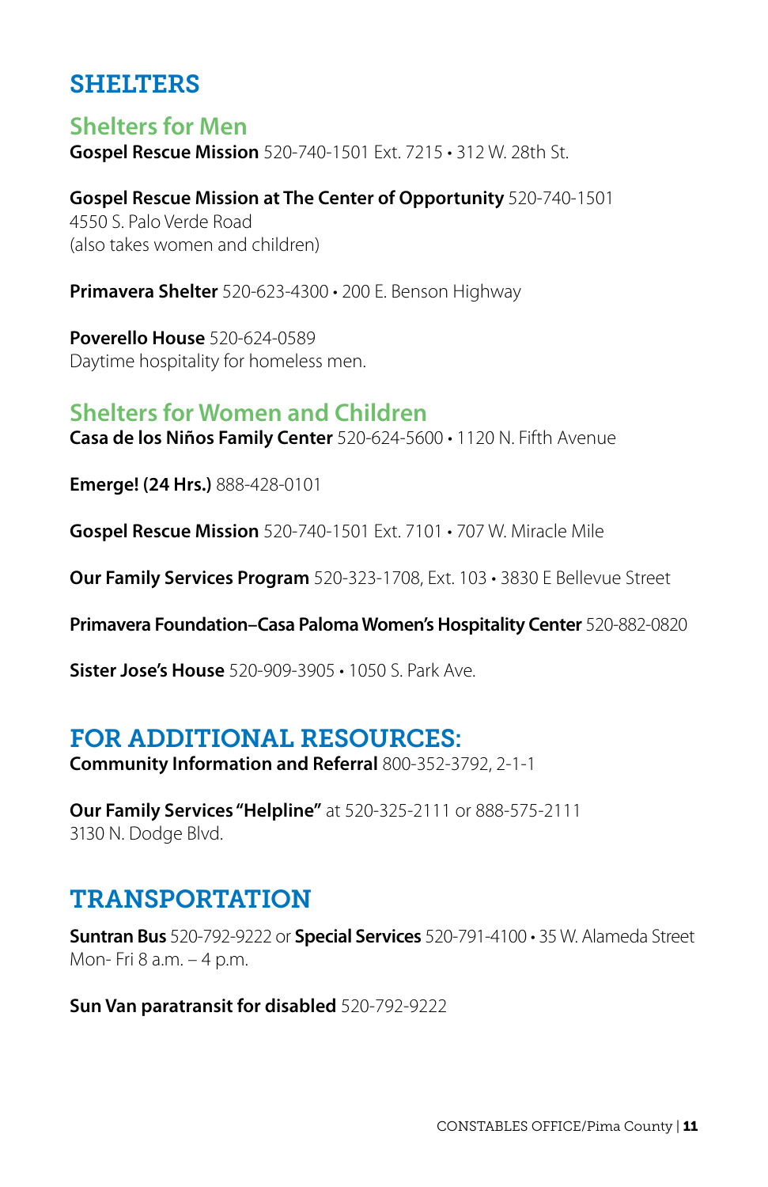# SHELTERS

## Shelters for Men

**Gospel Rescue Mission** 520-740-1501 Ext. 7215 • 312 W. 28th St.

**Gospel Rescue Mission at The Center of Opportunity** 520-740-1501
4550 S. Palo Verde Road
(also takes women and children)

**Primavera Shelter** 520-623-4300 • 200 E. Benson Highway

**Poverello House** 520-624-0589
Daytime hospitality for homeless men.

## Shelters for Women and Children

**Casa de los Niños Family Center** 520-624-5600 • 1120 N. Fifth Avenue

**Emerge! (24 Hrs.)** 888-428-0101

**Gospel Rescue Mission** 520-740-1501 Ext. 7101 • 707 W. Miracle Mile

**Our Family Services Program** 520-323-1708, Ext. 103 • 3830 E Bellevue Street

**Primavera Foundation–Casa Paloma Women's Hospitality Center** 520-882-0820

**Sister Jose's House** 520-909-3905 • 1050 S. Park Ave.

# FOR ADDITIONAL RESOURCES:

**Community Information and Referral** 800-352-3792, 2-1-1

**Our Family Services "Helpline"** at 520-325-2111 or 888-575-2111
3130 N. Dodge Blvd.

# TRANSPORTATION

**Suntran Bus** 520-792-9222 or **Special Services** 520-791-4100 • 35 W. Alameda Street
Mon- Fri 8 a.m. – 4 p.m.

**Sun Van paratransit for disabled** 520-792-9222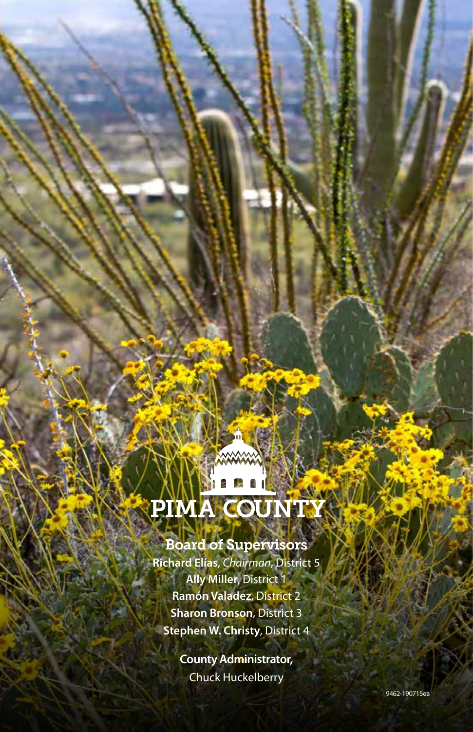# PIMA COUNTY

## Board of Supervisors

**Richard Elías**, *Chairman*, District 5

**Ally Miller**, District 1

**Ramón Valadez**, District 2

**Sharon Bronson**, District 3

**Stephen W. Christy**, District 4

**County Administrator,**

Chuck Huckelberry

9462-190715ea